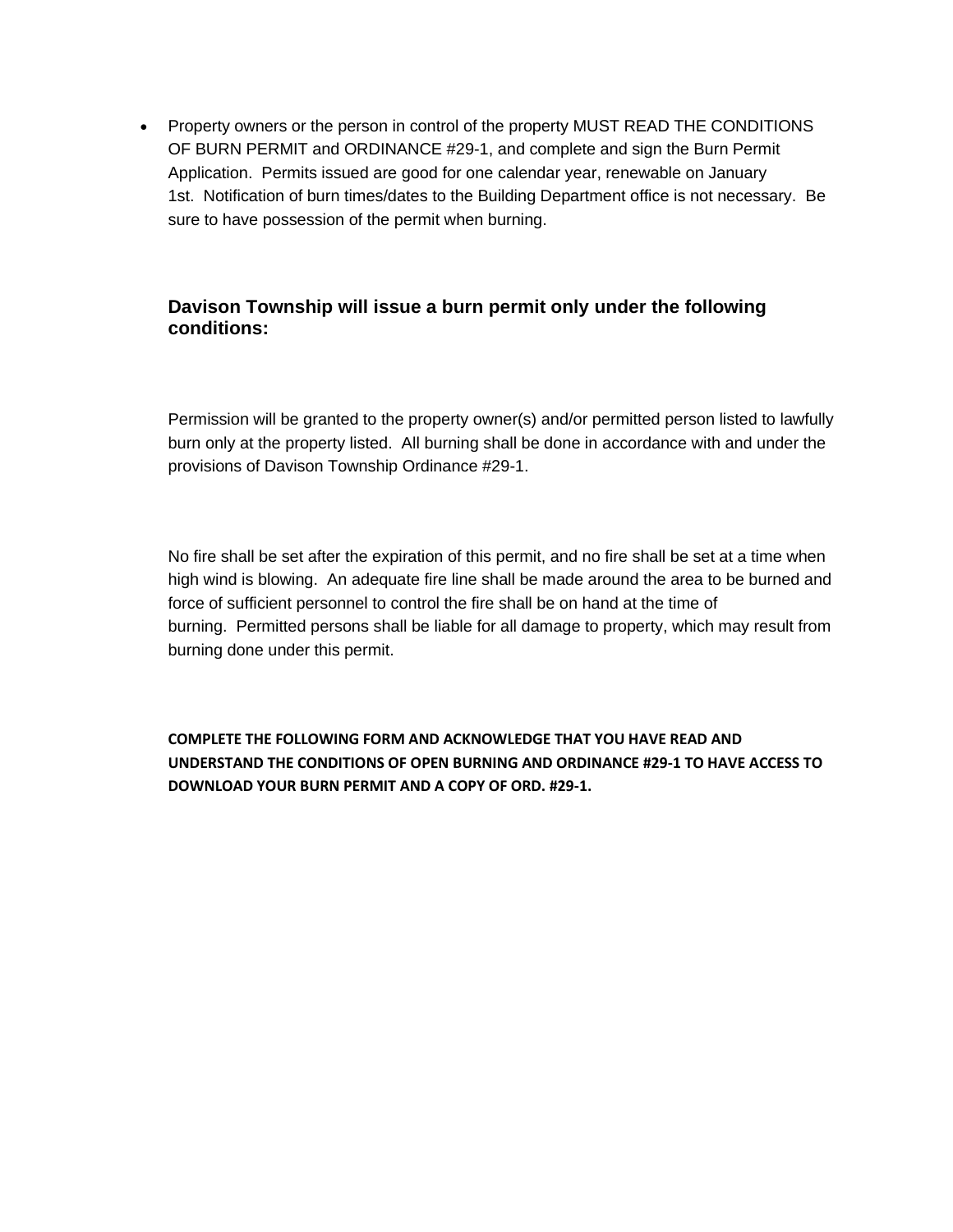- Property owners or the person in control of the property MUST READ THE CONDITIONS OF BURN PERMIT and ORDINANCE #29-1, and complete and sign the Burn Permit Application. Permits issued are good for one calendar year, renewable on January 1st. Notification of burn times/dates to the Building Department office is not necessary. Be sure to have possession of the permit when burning.

### Davison Township will issue a burn permit only under the following conditions:

Permission will be granted to the property owner(s) and/or permitted person listed to lawfully burn only at the property listed. All burning shall be done in accordance with and under the provisions of Davison Township Ordinance #29-1.

No fire shall be set after the expiration of this permit, and no fire shall be set at a time when high wind is blowing. An adequate fire line shall be made around the area to be burned and force of sufficient personnel to control the fire shall be on hand at the time of burning. Permitted persons shall be liable for all damage to property, which may result from burning done under this permit.

**COMPLETE THE FOLLOWING FORM AND ACKNOWLEDGE THAT YOU HAVE READ AND UNDERSTAND THE CONDITIONS OF OPEN BURNING AND ORDINANCE #29-1 TO HAVE ACCESS TO DOWNLOAD YOUR BURN PERMIT AND A COPY OF ORD. #29-1.**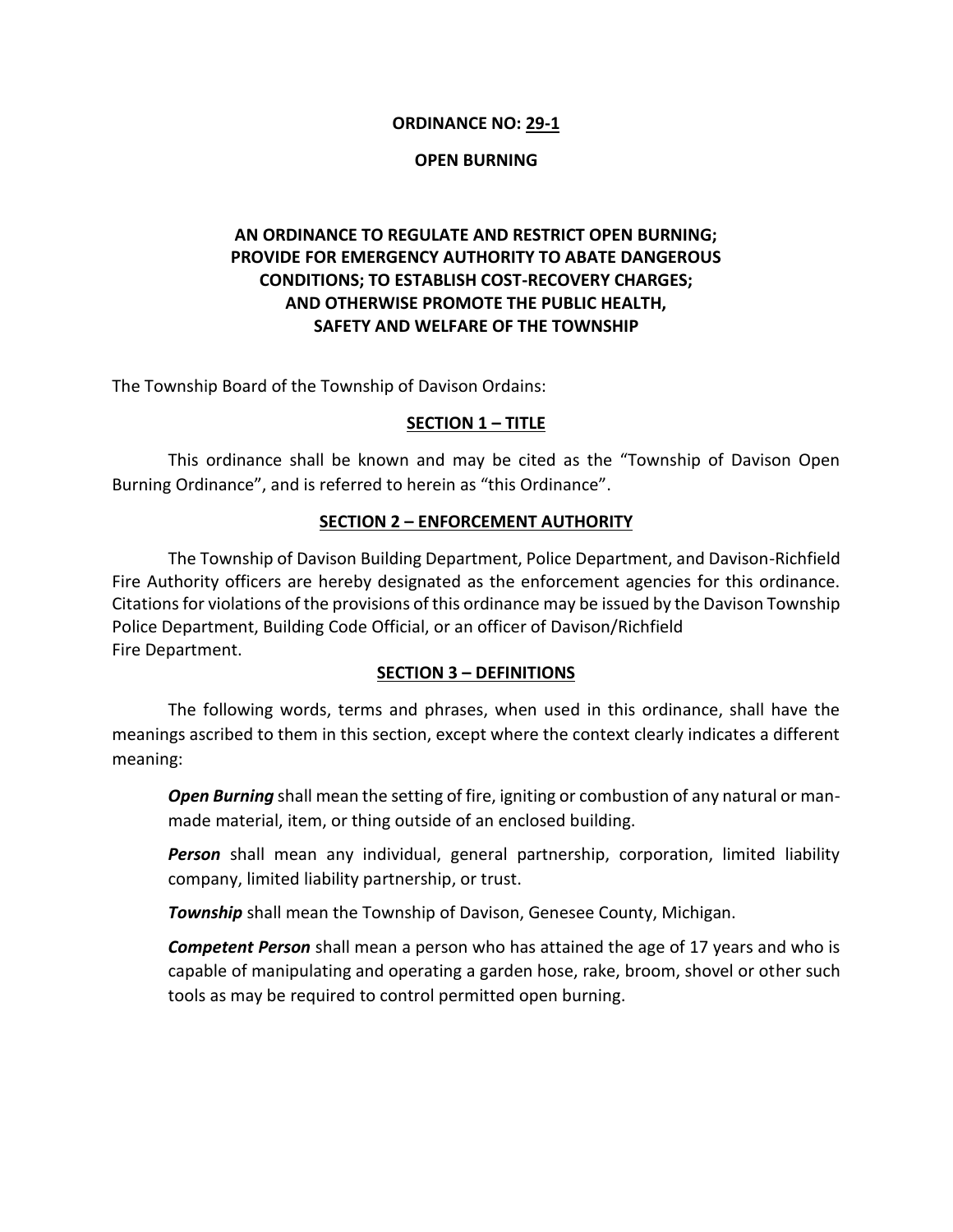**ORDINANCE NO: 29-1**

**OPEN BURNING**

**AN ORDINANCE TO REGULATE AND RESTRICT OPEN BURNING; PROVIDE FOR EMERGENCY AUTHORITY TO ABATE DANGEROUS CONDITIONS; TO ESTABLISH COST-RECOVERY CHARGES; AND OTHERWISE PROMOTE THE PUBLIC HEALTH, SAFETY AND WELFARE OF THE TOWNSHIP**

The Township Board of the Township of Davison Ordains:

## SECTION 1 – TITLE

This ordinance shall be known and may be cited as the "Township of Davison Open Burning Ordinance", and is referred to herein as "this Ordinance".

## SECTION 2 – ENFORCEMENT AUTHORITY

The Township of Davison Building Department, Police Department, and Davison-Richfield Fire Authority officers are hereby designated as the enforcement agencies for this ordinance. Citations for violations of the provisions of this ordinance may be issued by the Davison Township Police Department, Building Code Official, or an officer of Davison/Richfield Fire Department.

## SECTION 3 – DEFINITIONS

The following words, terms and phrases, when used in this ordinance, shall have the meanings ascribed to them in this section, except where the context clearly indicates a different meaning:

***Open Burning*** shall mean the setting of fire, igniting or combustion of any natural or man-made material, item, or thing outside of an enclosed building.

***Person*** shall mean any individual, general partnership, corporation, limited liability company, limited liability partnership, or trust.

***Township*** shall mean the Township of Davison, Genesee County, Michigan.

***Competent Person*** shall mean a person who has attained the age of 17 years and who is capable of manipulating and operating a garden hose, rake, broom, shovel or other such tools as may be required to control permitted open burning.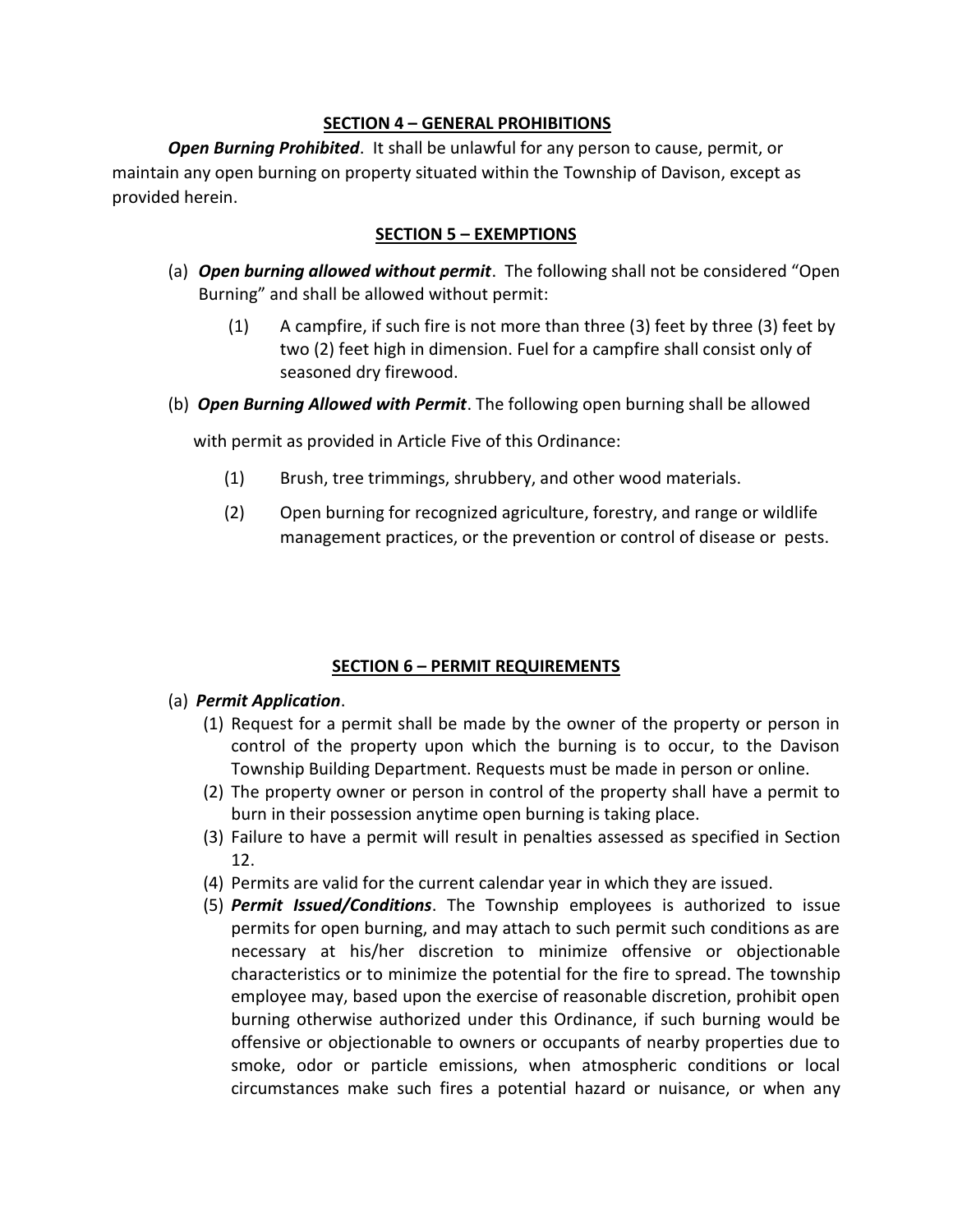## SECTION 4 – GENERAL PROHIBITIONS

***Open Burning Prohibited***. It shall be unlawful for any person to cause, permit, or maintain any open burning on property situated within the Township of Davison, except as provided herein.

## SECTION 5 – EXEMPTIONS

(a) ***Open burning allowed without permit***. The following shall not be considered "Open Burning" and shall be allowed without permit:

   (1) A campfire, if such fire is not more than three (3) feet by three (3) feet by two (2) feet high in dimension. Fuel for a campfire shall consist only of seasoned dry firewood.

(b) ***Open Burning Allowed with Permit***. The following open burning shall be allowed with permit as provided in Article Five of this Ordinance:

   (1) Brush, tree trimmings, shrubbery, and other wood materials.

   (2) Open burning for recognized agriculture, forestry, and range or wildlife management practices, or the prevention or control of disease or pests.

## SECTION 6 – PERMIT REQUIREMENTS

(a) ***Permit Application***.

   (1) Request for a permit shall be made by the owner of the property or person in control of the property upon which the burning is to occur, to the Davison Township Building Department. Requests must be made in person or online.

   (2) The property owner or person in control of the property shall have a permit to burn in their possession anytime open burning is taking place.

   (3) Failure to have a permit will result in penalties assessed as specified in Section 12.

   (4) Permits are valid for the current calendar year in which they are issued.

   (5) ***Permit Issued/Conditions***. The Township employees is authorized to issue permits for open burning, and may attach to such permit such conditions as are necessary at his/her discretion to minimize offensive or objectionable characteristics or to minimize the potential for the fire to spread. The township employee may, based upon the exercise of reasonable discretion, prohibit open burning otherwise authorized under this Ordinance, if such burning would be offensive or objectionable to owners or occupants of nearby properties due to smoke, odor or particle emissions, when atmospheric conditions or local circumstances make such fires a potential hazard or nuisance, or when any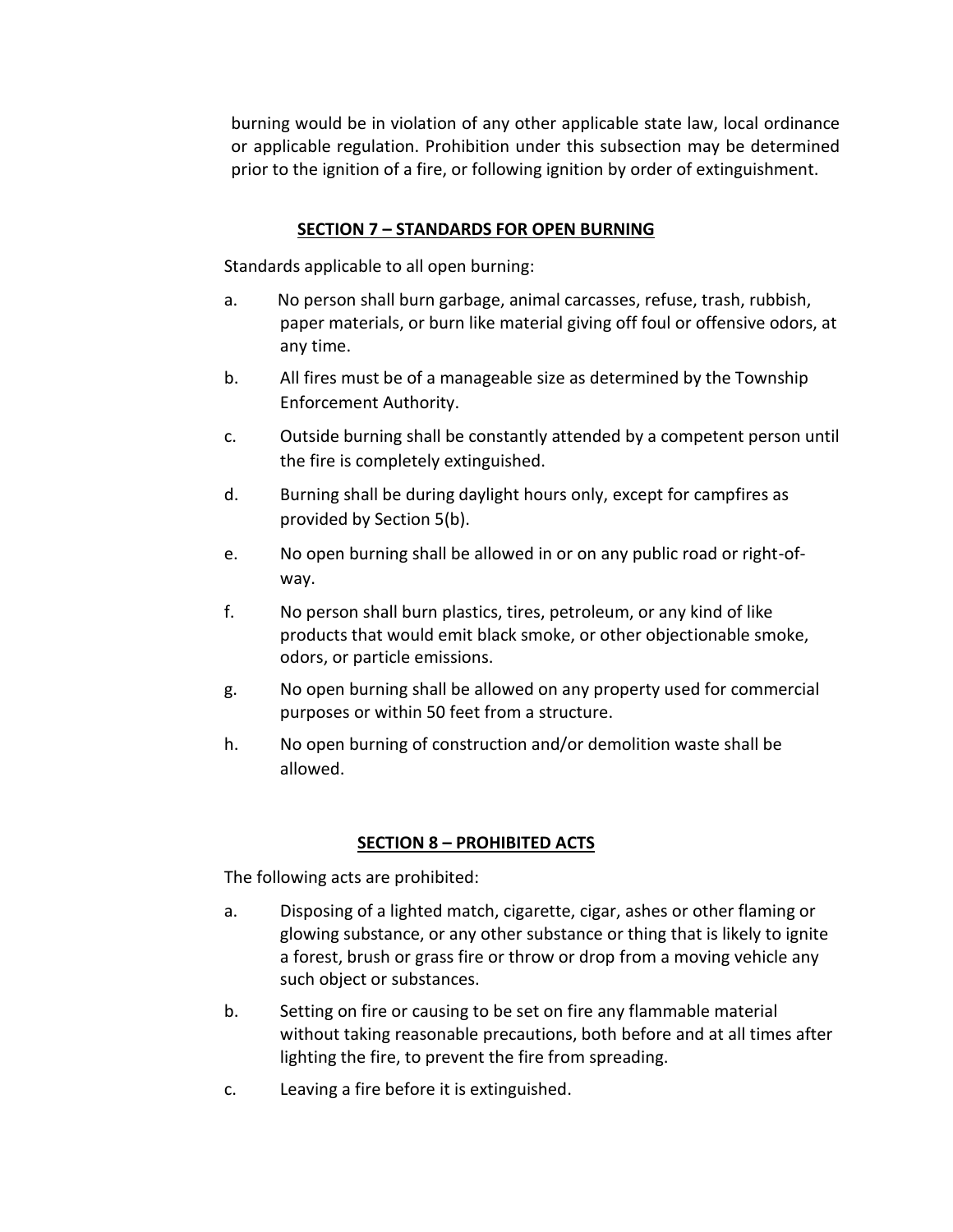burning would be in violation of any other applicable state law, local ordinance or applicable regulation. Prohibition under this subsection may be determined prior to the ignition of a fire, or following ignition by order of extinguishment.

## SECTION 7 – STANDARDS FOR OPEN BURNING

Standards applicable to all open burning:

a. No person shall burn garbage, animal carcasses, refuse, trash, rubbish, paper materials, or burn like material giving off foul or offensive odors, at any time.

b. All fires must be of a manageable size as determined by the Township Enforcement Authority.

c. Outside burning shall be constantly attended by a competent person until the fire is completely extinguished.

d. Burning shall be during daylight hours only, except for campfires as provided by Section 5(b).

e. No open burning shall be allowed in or on any public road or right-of-way.

f. No person shall burn plastics, tires, petroleum, or any kind of like products that would emit black smoke, or other objectionable smoke, odors, or particle emissions.

g. No open burning shall be allowed on any property used for commercial purposes or within 50 feet from a structure.

h. No open burning of construction and/or demolition waste shall be allowed.

## SECTION 8 – PROHIBITED ACTS

The following acts are prohibited:

a. Disposing of a lighted match, cigarette, cigar, ashes or other flaming or glowing substance, or any other substance or thing that is likely to ignite a forest, brush or grass fire or throw or drop from a moving vehicle any such object or substances.

b. Setting on fire or causing to be set on fire any flammable material without taking reasonable precautions, both before and at all times after lighting the fire, to prevent the fire from spreading.

c. Leaving a fire before it is extinguished.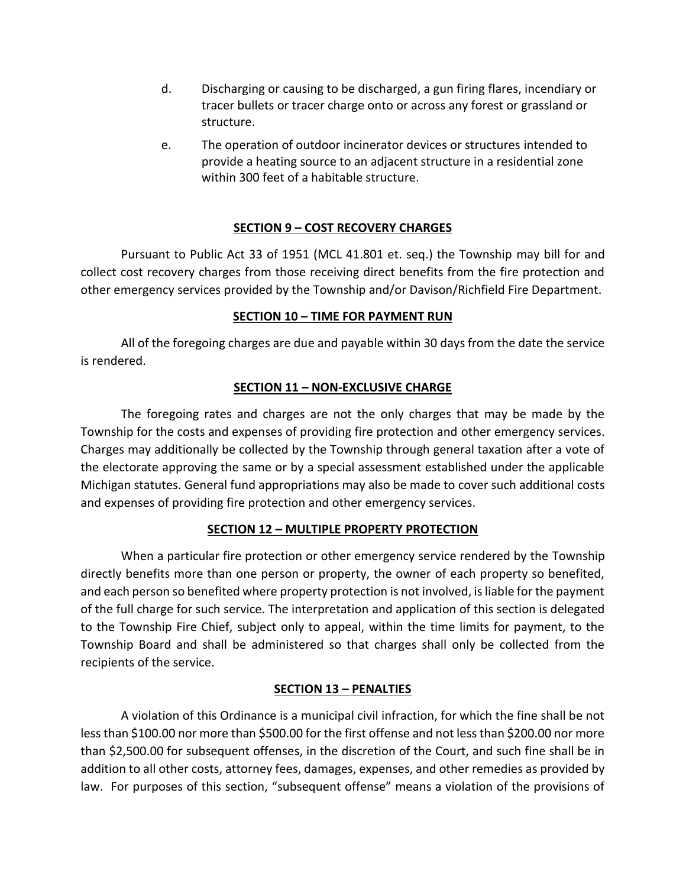d. Discharging or causing to be discharged, a gun firing flares, incendiary or tracer bullets or tracer charge onto or across any forest or grassland or structure.

e. The operation of outdoor incinerator devices or structures intended to provide a heating source to an adjacent structure in a residential zone within 300 feet of a habitable structure.

## SECTION 9 – COST RECOVERY CHARGES

Pursuant to Public Act 33 of 1951 (MCL 41.801 et. seq.) the Township may bill for and collect cost recovery charges from those receiving direct benefits from the fire protection and other emergency services provided by the Township and/or Davison/Richfield Fire Department.

## SECTION 10 – TIME FOR PAYMENT RUN

All of the foregoing charges are due and payable within 30 days from the date the service is rendered.

## SECTION 11 – NON-EXCLUSIVE CHARGE

The foregoing rates and charges are not the only charges that may be made by the Township for the costs and expenses of providing fire protection and other emergency services. Charges may additionally be collected by the Township through general taxation after a vote of the electorate approving the same or by a special assessment established under the applicable Michigan statutes. General fund appropriations may also be made to cover such additional costs and expenses of providing fire protection and other emergency services.

## SECTION 12 – MULTIPLE PROPERTY PROTECTION

When a particular fire protection or other emergency service rendered by the Township directly benefits more than one person or property, the owner of each property so benefited, and each person so benefited where property protection is not involved, is liable for the payment of the full charge for such service. The interpretation and application of this section is delegated to the Township Fire Chief, subject only to appeal, within the time limits for payment, to the Township Board and shall be administered so that charges shall only be collected from the recipients of the service.

## SECTION 13 – PENALTIES

A violation of this Ordinance is a municipal civil infraction, for which the fine shall be not less than $100.00 nor more than $500.00 for the first offense and not less than $200.00 nor more than $2,500.00 for subsequent offenses, in the discretion of the Court, and such fine shall be in addition to all other costs, attorney fees, damages, expenses, and other remedies as provided by law. For purposes of this section, "subsequent offense" means a violation of the provisions of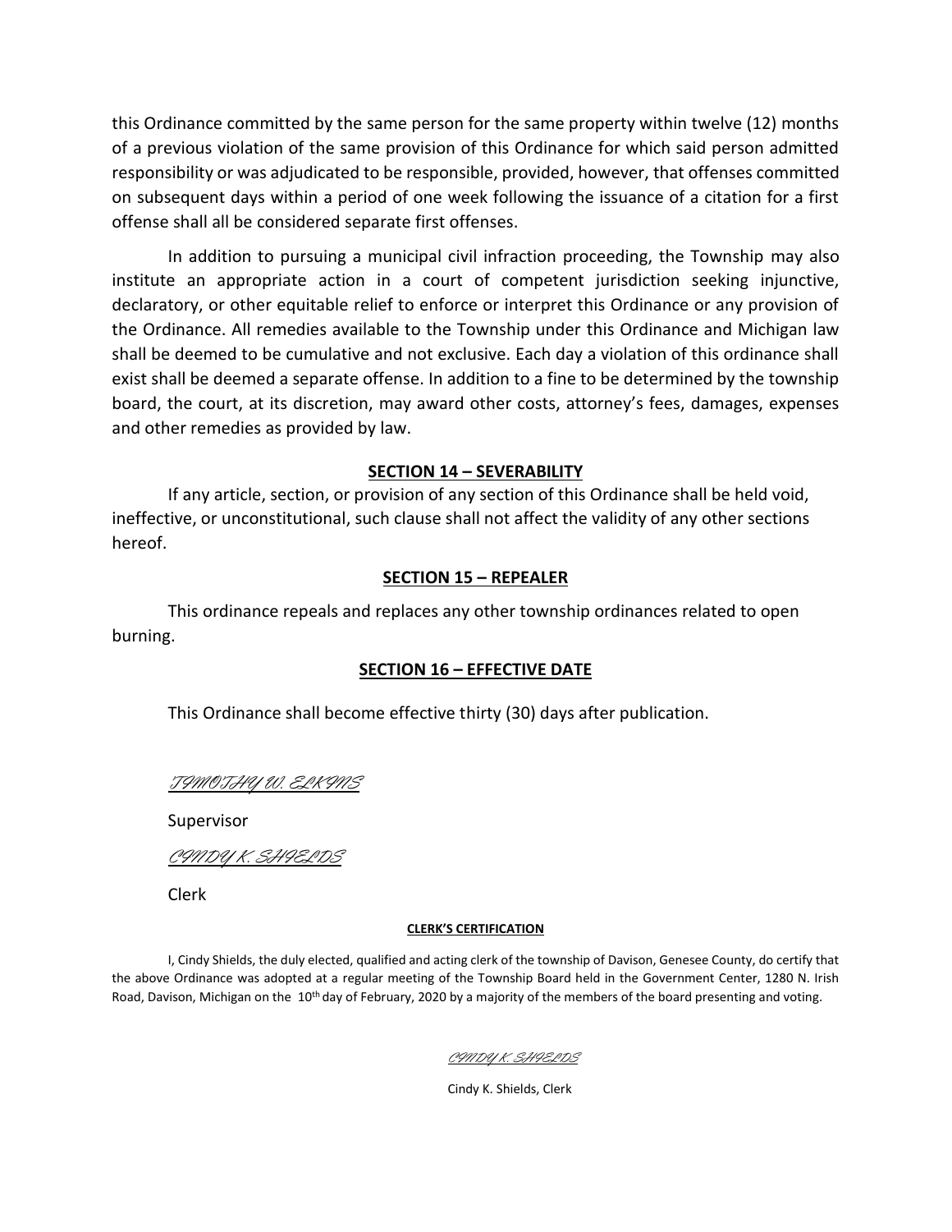this Ordinance committed by the same person for the same property within twelve (12) months of a previous violation of the same provision of this Ordinance for which said person admitted responsibility or was adjudicated to be responsible, provided, however, that offenses committed on subsequent days within a period of one week following the issuance of a citation for a first offense shall all be considered separate first offenses.

In addition to pursuing a municipal civil infraction proceeding, the Township may also institute an appropriate action in a court of competent jurisdiction seeking injunctive, declaratory, or other equitable relief to enforce or interpret this Ordinance or any provision of the Ordinance. All remedies available to the Township under this Ordinance and Michigan law shall be deemed to be cumulative and not exclusive. Each day a violation of this ordinance shall exist shall be deemed a separate offense. In addition to a fine to be determined by the township board, the court, at its discretion, may award other costs, attorney's fees, damages, expenses and other remedies as provided by law.

## SECTION 14 – SEVERABILITY

If any article, section, or provision of any section of this Ordinance shall be held void, ineffective, or unconstitutional, such clause shall not affect the validity of any other sections hereof.

## SECTION 15 – REPEALER

This ordinance repeals and replaces any other township ordinances related to open burning.

## SECTION 16 – EFFECTIVE DATE

This Ordinance shall become effective thirty (30) days after publication.

TIMOTHY W. ELKINS

Supervisor

CINDY K. SHIELDS

Clerk

**CLERK'S CERTIFICATION**

I, Cindy Shields, the duly elected, qualified and acting clerk of the township of Davison, Genesee County, do certify that the above Ordinance was adopted at a regular meeting of the Township Board held in the Government Center, 1280 N. Irish Road, Davison, Michigan on the 10th day of February, 2020 by a majority of the members of the board presenting and voting.

CINDY K. SHIELDS

Cindy K. Shields, Clerk